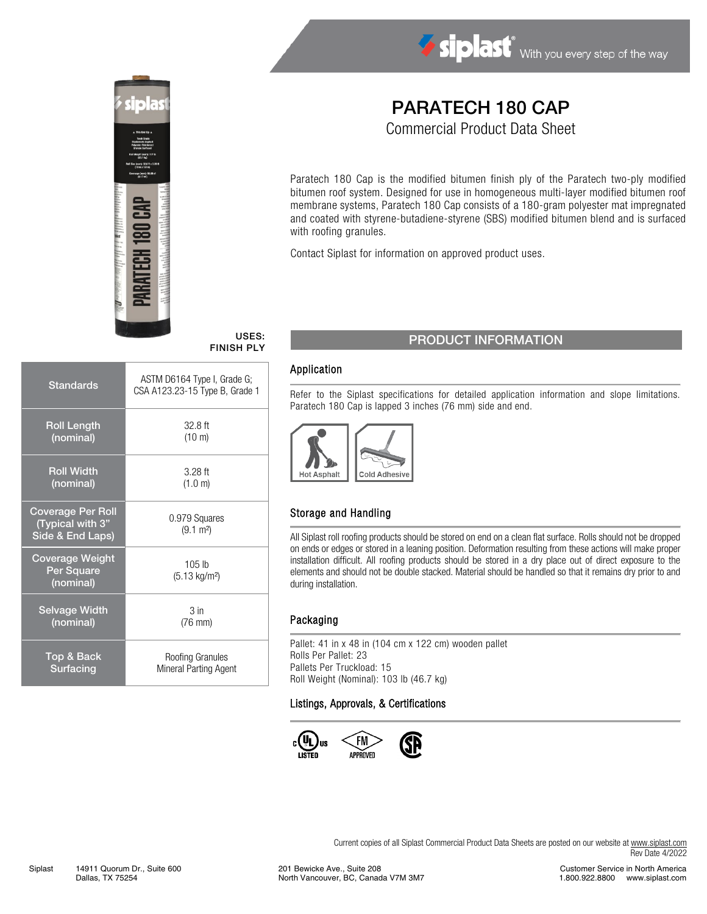# PARATECH 180 CAP

## Commercial Product Data Sheet

Paratech 180 Cap is the modified bitumen finish ply of the Paratech two-ply modified bitumen roof system. Designed for use in homogeneous multi-layer modified bitumen roof membrane systems, Paratech 180 Cap consists of a 180-gram polyester mat impregnated and coated with styrene-butadiene-styrene (SBS) modified bitumen blend and is surfaced with roofing granules.

Contact Siplast for information on approved product uses.

**USES:**
**FINISH PLY**

| Property | Value |
|---|---|
| Standards | ASTM D6164 Type I, Grade G; CSA A123.23-15 Type B, Grade 1 |
| Roll Length (nominal) | 32.8 ft (10 m) |
| Roll Width (nominal) | 3.28 ft (1.0 m) |
| Coverage Per Roll (Typical with 3" Side & End Laps) | 0.979 Squares (9.1 m²) |
| Coverage Weight Per Square (nominal) | 105 lb (5.13 kg/m²) |
| Selvage Width (nominal) | 3 in (76 mm) |
| Top & Back Surfacing | Roofing Granules<br>Mineral Parting Agent |

## PRODUCT INFORMATION

### Application

Refer to the Siplast specifications for detailed application information and slope limitations. Paratech 180 Cap is lapped 3 inches (76 mm) side and end.

Hot Asphalt | Cold Adhesive

### Storage and Handling

All Siplast roll roofing products should be stored on end on a clean flat surface. Rolls should not be dropped on ends or edges or stored in a leaning position. Deformation resulting from these actions will make proper installation difficult. All roofing products should be stored in a dry place out of direct exposure to the elements and should not be double stacked. Material should be handled so that it remains dry prior to and during installation.

### Packaging

Pallet: 41 in x 48 in (104 cm x 122 cm) wooden pallet
Rolls Per Pallet: 23
Pallets Per Truckload: 15
Roll Weight (Nominal): 103 lb (46.7 kg)

### Listings, Approvals, & Certifications

c UL us LISTED | FM APPROVED | CSA

Current copies of all Siplast Commercial Product Data Sheets are posted on our website at www.siplast.com
Rev Date 4/2022

Siplast 14911 Quorum Dr., Suite 600, Dallas, TX 75254
201 Bewicke Ave., Suite 208, North Vancouver, BC, Canada V7M 3M7
Customer Service in North America 1.800.922.8800 www.siplast.com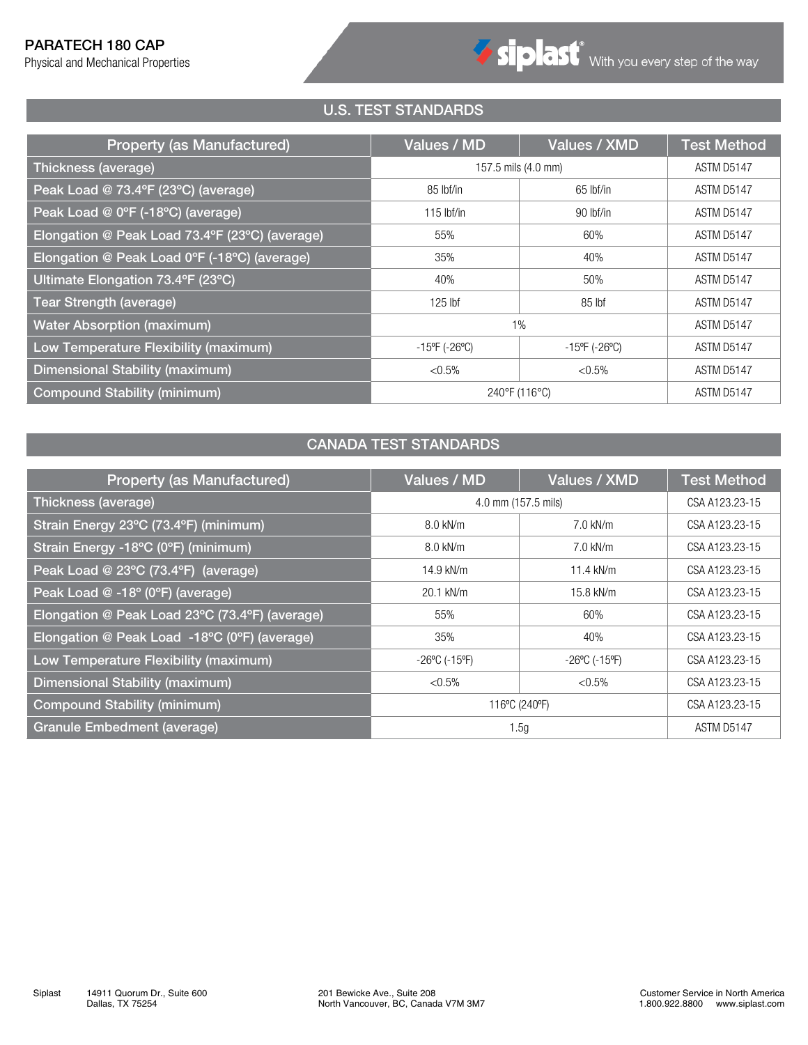# PARATECH 180 CAP

Physical and Mechanical Properties

## U.S. TEST STANDARDS

| Property (as Manufactured) | Values / MD | Values / XMD | Test Method |
|---|---|---|---|
| Thickness (average) | 157.5 mils (4.0 mm) | | ASTM D5147 |
| Peak Load @ 73.4ºF (23ºC) (average) | 85 lbf/in | 65 lbf/in | ASTM D5147 |
| Peak Load @ 0ºF (-18ºC) (average) | 115 lbf/in | 90 lbf/in | ASTM D5147 |
| Elongation @ Peak Load 73.4ºF (23ºC) (average) | 55% | 60% | ASTM D5147 |
| Elongation @ Peak Load 0ºF (-18ºC) (average) | 35% | 40% | ASTM D5147 |
| Ultimate Elongation 73.4ºF (23ºC) | 40% | 50% | ASTM D5147 |
| Tear Strength (average) | 125 lbf | 85 lbf | ASTM D5147 |
| Water Absorption (maximum) | 1% | | ASTM D5147 |
| Low Temperature Flexibility (maximum) | -15ºF (-26ºC) | -15ºF (-26ºC) | ASTM D5147 |
| Dimensional Stability (maximum) | <0.5% | <0.5% | ASTM D5147 |
| Compound Stability (minimum) | 240°F (116°C) | | ASTM D5147 |

## CANADA TEST STANDARDS

| Property (as Manufactured) | Values / MD | Values / XMD | Test Method |
|---|---|---|---|
| Thickness (average) | 4.0 mm (157.5 mils) | | CSA A123.23-15 |
| Strain Energy 23ºC (73.4ºF) (minimum) | 8.0 kN/m | 7.0 kN/m | CSA A123.23-15 |
| Strain Energy -18ºC (0ºF) (minimum) | 8.0 kN/m | 7.0 kN/m | CSA A123.23-15 |
| Peak Load @ 23ºC (73.4ºF) (average) | 14.9 kN/m | 11.4 kN/m | CSA A123.23-15 |
| Peak Load @ -18º (0ºF) (average) | 20.1 kN/m | 15.8 kN/m | CSA A123.23-15 |
| Elongation @ Peak Load 23ºC (73.4ºF) (average) | 55% | 60% | CSA A123.23-15 |
| Elongation @ Peak Load -18ºC (0ºF) (average) | 35% | 40% | CSA A123.23-15 |
| Low Temperature Flexibility (maximum) | -26ºC (-15ºF) | -26ºC (-15ºF) | CSA A123.23-15 |
| Dimensional Stability (maximum) | <0.5% | <0.5% | CSA A123.23-15 |
| Compound Stability (minimum) | 116ºC (240ºF) | | CSA A123.23-15 |
| Granule Embedment (average) | 1.5g | | ASTM D5147 |

Siplast 14911 Quorum Dr., Suite 600
Dallas, TX 75254

201 Bewicke Ave., Suite 208
North Vancouver, BC, Canada V7M 3M7

Customer Service in North America
1.800.922.8800 www.siplast.com